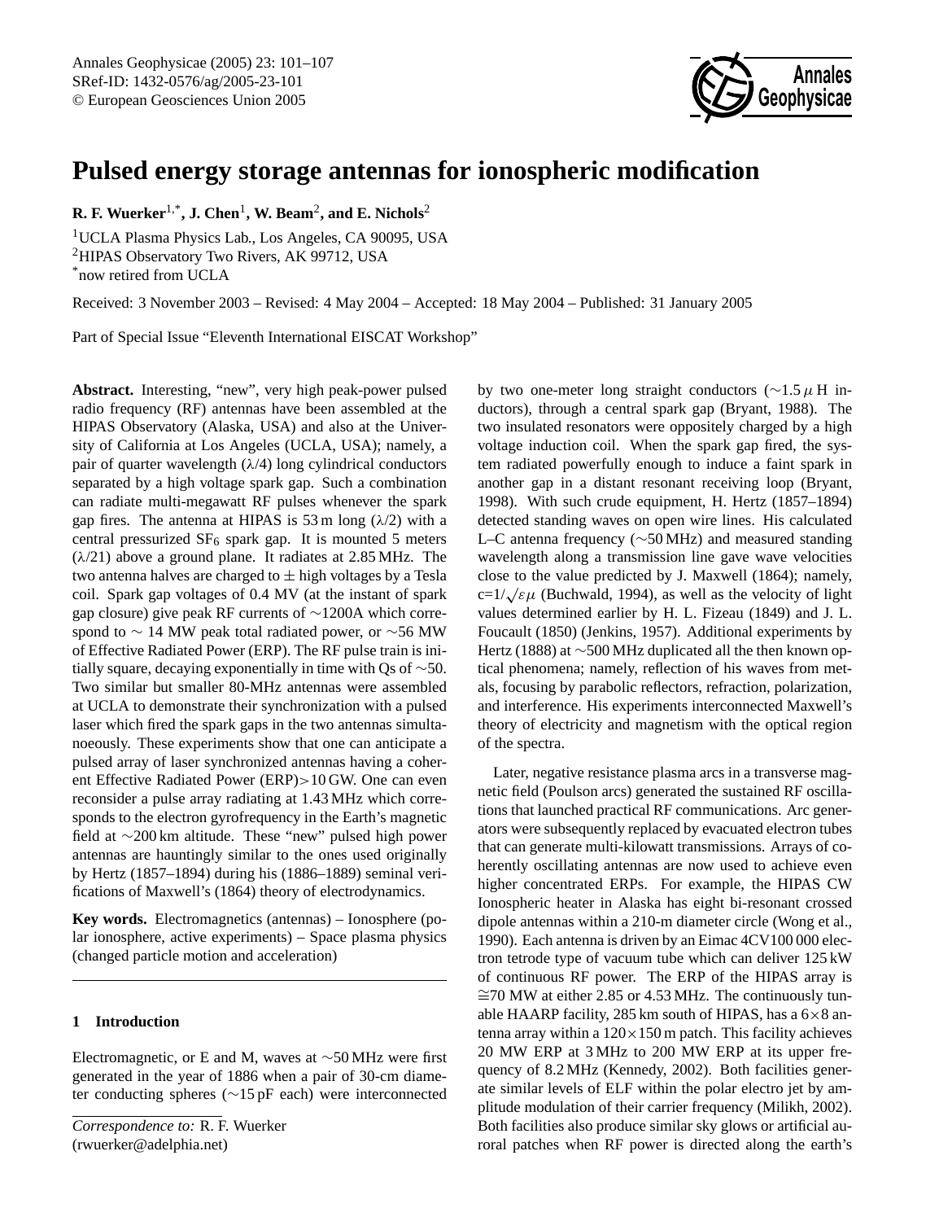# Pulsed energy storage antennas for ionospheric modification

**R. F. Wuerker**[1,*], **J. Chen**[1], **W. Beam**[2], **and E. Nichols**[2]

[1]UCLA Plasma Physics Lab., Los Angeles, CA 90095, USA
[2]HIPAS Observatory Two Rivers, AK 99712, USA
[*]now retired from UCLA

Received: 3 November 2003 – Revised: 4 May 2004 – Accepted: 18 May 2004 – Published: 31 January 2005

Part of Special Issue "Eleventh International EISCAT Workshop"

**Abstract.** Interesting, "new", very high peak-power pulsed radio frequency (RF) antennas have been assembled at the HIPAS Observatory (Alaska, USA) and also at the University of California at Los Angeles (UCLA, USA); namely, a pair of quarter wavelength (λ/4) long cylindrical conductors separated by a high voltage spark gap. Such a combination can radiate multi-megawatt RF pulses whenever the spark gap fires. The antenna at HIPAS is 53 m long (λ/2) with a central pressurized $SF_6$ spark gap. It is mounted 5 meters (λ/21) above a ground plane. It radiates at 2.85 MHz. The two antenna halves are charged to ± high voltages by a Tesla coil. Spark gap voltages of 0.4 MV (at the instant of spark gap closure) give peak RF currents of ∼1200A which correspond to ∼ 14 MW peak total radiated power, or ∼56 MW of Effective Radiated Power (ERP). The RF pulse train is initially square, decaying exponentially in time with Qs of ∼50. Two similar but smaller 80-MHz antennas were assembled at UCLA to demonstrate their synchronization with a pulsed laser which fired the spark gaps in the two antennas simultanoeously. These experiments show that one can anticipate a pulsed array of laser synchronized antennas having a coherent Effective Radiated Power (ERP)>10 GW. One can even reconsider a pulse array radiating at 1.43 MHz which corresponds to the electron gyrofrequency in the Earth's magnetic field at ∼200 km altitude. These "new" pulsed high power antennas are hauntingly similar to the ones used originally by Hertz (1857–1894) during his (1886–1889) seminal verifications of Maxwell's (1864) theory of electrodynamics.

**Key words.** Electromagnetics (antennas) – Ionosphere (polar ionosphere, active experiments) – Space plasma physics (changed particle motion and acceleration)

## 1 Introduction

Electromagnetic, or E and M, waves at ∼50 MHz were first generated in the year of 1886 when a pair of 30-cm diameter conducting spheres (∼15 pF each) were interconnected by two one-meter long straight conductors (∼1.5 μH inductors), through a central spark gap (Bryant, 1988). The two insulated resonators were oppositely charged by a high voltage induction coil. When the spark gap fired, the system radiated powerfully enough to induce a faint spark in another gap in a distant resonant receiving loop (Bryant, 1998). With such crude equipment, H. Hertz (1857–1894) detected standing waves on open wire lines. His calculated L–C antenna frequency (∼50 MHz) and measured standing wavelength along a transmission line gave wave velocities close to the value predicted by J. Maxwell (1864); namely, $c=1/\sqrt{\varepsilon\mu}$ (Buchwald, 1994), as well as the velocity of light values determined earlier by H. L. Fizeau (1849) and J. L. Foucault (1850) (Jenkins, 1957). Additional experiments by Hertz (1888) at ∼500 MHz duplicated all the then known optical phenomena; namely, reflection of his waves from metals, focusing by parabolic reflectors, refraction, polarization, and interference. His experiments interconnected Maxwell's theory of electricity and magnetism with the optical region of the spectra.

Later, negative resistance plasma arcs in a transverse magnetic field (Poulson arcs) generated the sustained RF oscillations that launched practical RF communications. Arc generators were subsequently replaced by evacuated electron tubes that can generate multi-kilowatt transmissions. Arrays of coherently oscillating antennas are now used to achieve even higher concentrated ERPs. For example, the HIPAS CW Ionospheric heater in Alaska has eight bi-resonant crossed dipole antennas within a 210-m diameter circle (Wong et al., 1990). Each antenna is driven by an Eimac 4CV100 000 electron tetrode type of vacuum tube which can deliver 125 kW of continuous RF power. The ERP of the HIPAS array is ≅70 MW at either 2.85 or 4.53 MHz. The continuously tunable HAARP facility, 285 km south of HIPAS, has a 6×8 antenna array within a 120×150 m patch. This facility achieves 20 MW ERP at 3 MHz to 200 MW ERP at its upper frequency of 8.2 MHz (Kennedy, 2002). Both facilities generate similar levels of ELF within the polar electro jet by amplitude modulation of their carrier frequency (Milikh, 2002). Both facilities also produce similar sky glows or artificial auroral patches when RF power is directed along the earth's

*Correspondence to:* R. F. Wuerker
(rwuerker@adelphia.net)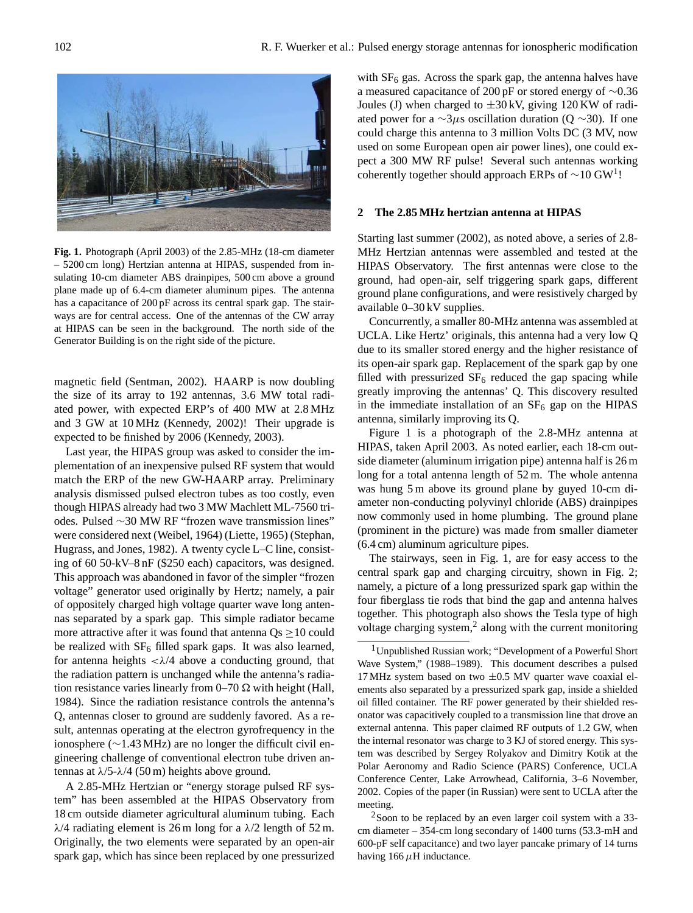**Fig. 1.** Photograph (April 2003) of the 2.85-MHz (18-cm diameter – 5200 cm long) Hertzian antenna at HIPAS, suspended from insulating 10-cm diameter ABS drainpipes, 500 cm above a ground plane made up of 6.4-cm diameter aluminum pipes. The antenna has a capacitance of 200 pF across its central spark gap. The stairways are for central access. One of the antennas of the CW array at HIPAS can be seen in the background. The north side of the Generator Building is on the right side of the picture.

magnetic field (Sentman, 2002). HAARP is now doubling the size of its array to 192 antennas, 3.6 MW total radiated power, with expected ERP's of 400 MW at 2.8 MHz and 3 GW at 10 MHz (Kennedy, 2002)! Their upgrade is expected to be finished by 2006 (Kennedy, 2003).

Last year, the HIPAS group was asked to consider the implementation of an inexpensive pulsed RF system that would match the ERP of the new GW-HAARP array. Preliminary analysis dismissed pulsed electron tubes as too costly, even though HIPAS already had two 3 MW Machlett ML-7560 triodes. Pulsed ∼30 MW RF "frozen wave transmission lines" were considered next (Weibel, 1964) (Liette, 1965) (Stephan, Hugrass, and Jones, 1982). A twenty cycle L–C line, consisting of 60 50-kV–8 nF ($250 each) capacitors, was designed. This approach was abandoned in favor of the simpler "frozen voltage" generator used originally by Hertz; namely, a pair of oppositely charged high voltage quarter wave long antennas separated by a spark gap. This simple radiator became more attractive after it was found that antenna Qs ≥10 could be realized with $SF_6$ filled spark gaps. It was also learned, for antenna heights $<\lambda/4$ above a conducting ground, that the radiation pattern is unchanged while the antenna's radiation resistance varies linearly from 0–70 Ω with height (Hall, 1984). Since the radiation resistance controls the antenna's Q, antennas closer to ground are suddenly favored. As a result, antennas operating at the electron gyrofrequency in the ionosphere (∼1.43 MHz) are no longer the difficult civil engineering challenge of conventional electron tube driven antennas at $\lambda/5$-$\lambda/4$ (50 m) heights above ground.

A 2.85-MHz Hertzian or "energy storage pulsed RF system" has been assembled at the HIPAS Observatory from 18 cm outside diameter agricultural aluminum tubing. Each $\lambda/4$ radiating element is 26 m long for a $\lambda/2$ length of 52 m. Originally, the two elements were separated by an open-air spark gap, which has since been replaced by one pressurized with $SF_6$ gas. Across the spark gap, the antenna halves have a measured capacitance of 200 pF or stored energy of ∼0.36 Joules (J) when charged to ±30 kV, giving 120 KW of radiated power for a ∼3 μs oscillation duration (Q ∼30). If one could charge this antenna to 3 million Volts DC (3 MV, now used on some European open air power lines), one could expect a 300 MW RF pulse! Several such antennas working coherently together should approach ERPs of ∼10 GW[1]!

## 2 The 2.85 MHz hertzian antenna at HIPAS

Starting last summer (2002), as noted above, a series of 2.8-MHz Hertzian antennas were assembled and tested at the HIPAS Observatory. The first antennas were close to the ground, had open-air, self triggering spark gaps, different ground plane configurations, and were resistively charged by available 0–30 kV supplies.

Concurrently, a smaller 80-MHz antenna was assembled at UCLA. Like Hertz' originals, this antenna had a very low Q due to its smaller stored energy and the higher resistance of its open-air spark gap. Replacement of the spark gap by one filled with pressurized $SF_6$ reduced the gap spacing while greatly improving the antennas' Q. This discovery resulted in the immediate installation of an $SF_6$ gap on the HIPAS antenna, similarly improving its Q.

Figure 1 is a photograph of the 2.8-MHz antenna at HIPAS, taken April 2003. As noted earlier, each 18-cm outside diameter (aluminum irrigation pipe) antenna half is 26 m long for a total antenna length of 52 m. The whole antenna was hung 5 m above its ground plane by guyed 10-cm diameter non-conducting polyvinyl chloride (ABS) drainpipes now commonly used in home plumbing. The ground plane (prominent in the picture) was made from smaller diameter (6.4 cm) aluminum agriculture pipes.

The stairways, seen in Fig. 1, are for easy access to the central spark gap and charging circuitry, shown in Fig. 2; namely, a picture of a long pressurized spark gap within the four fiberglass tie rods that bind the gap and antenna halves together. This photograph also shows the Tesla type of high voltage charging system,[2] along with the current monitoring

[1] Unpublished Russian work; "Development of a Powerful Short Wave System," (1988–1989). This document describes a pulsed 17 MHz system based on two ±0.5 MV quarter wave coaxial elements also separated by a pressurized spark gap, inside a shielded oil filled container. The RF power generated by their shielded resonator was capacitively coupled to a transmission line that drove an external antenna. This paper claimed RF outputs of 1.2 GW, when the internal resonator was charge to 3 KJ of stored energy. This system was described by Sergey Rolyakov and Dimitry Kotik at the Polar Aeronomy and Radio Science (PARS) Conference, UCLA Conference Center, Lake Arrowhead, California, 3–6 November, 2002. Copies of the paper (in Russian) were sent to UCLA after the meeting.

[2] Soon to be replaced by an even larger coil system with a 33-cm diameter – 354-cm long secondary of 1400 turns (53.3-mH and 600-pF self capacitance) and two layer pancake primary of 14 turns having 166 μH inductance.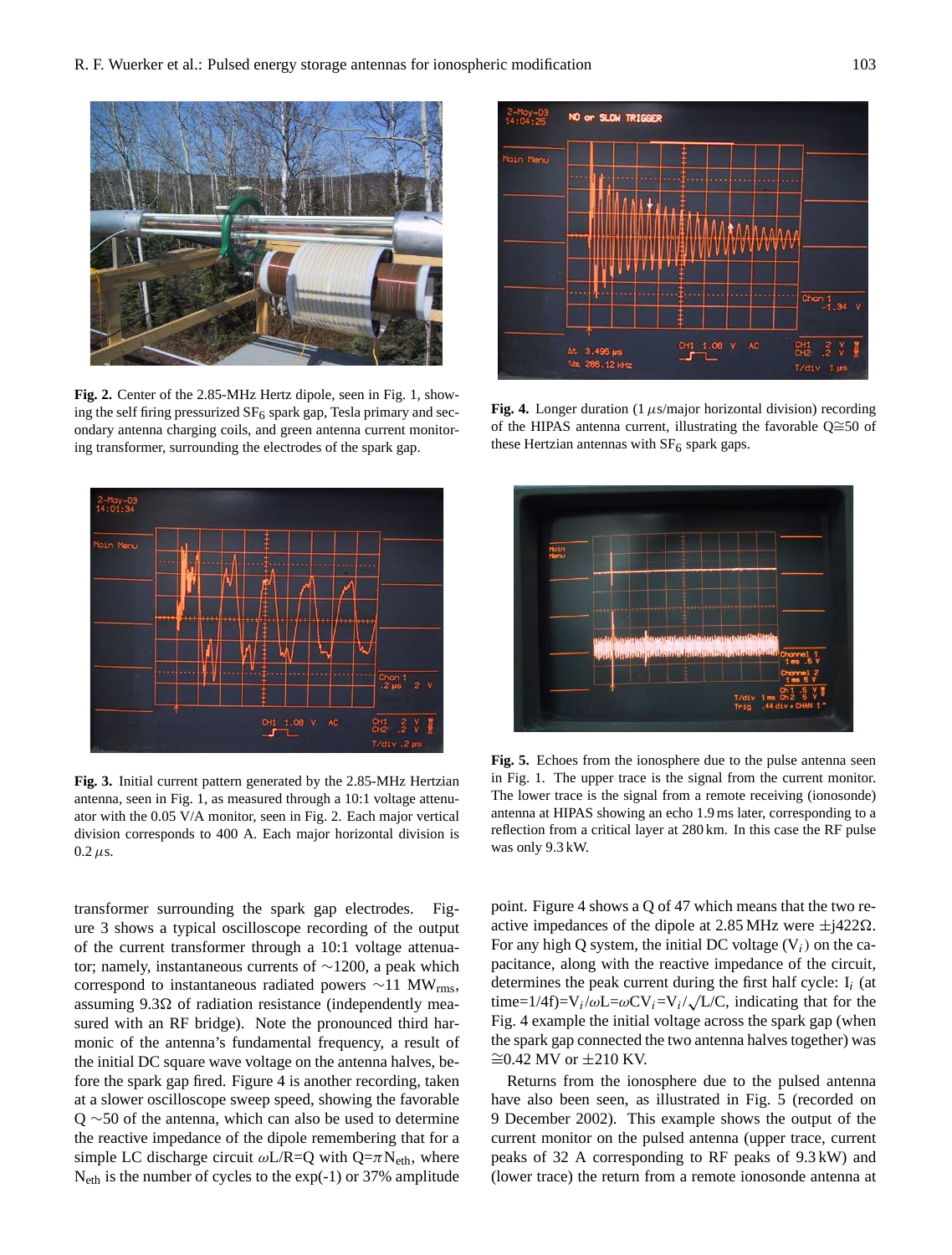**Fig. 2.** Center of the 2.85-MHz Hertz dipole, seen in Fig. 1, showing the self firing pressurized $SF_6$ spark gap, Tesla primary and secondary antenna charging coils, and green antenna current monitoring transformer, surrounding the electrodes of the spark gap.

**Fig. 3.** Initial current pattern generated by the 2.85-MHz Hertzian antenna, seen in Fig. 1, as measured through a 10:1 voltage attenuator with the 0.05 V/A monitor, seen in Fig. 2. Each major vertical division corresponds to 400 A. Each major horizontal division is 0.2 $\mu$s.

**Fig. 4.** Longer duration (1 $\mu$s/major horizontal division) recording of the HIPAS antenna current, illustrating the favorable Q≅50 of these Hertzian antennas with $SF_6$ spark gaps.

**Fig. 5.** Echoes from the ionosphere due to the pulse antenna seen in Fig. 1. The upper trace is the signal from the current monitor. The lower trace is the signal from a remote receiving (ionosonde) antenna at HIPAS showing an echo 1.9 ms later, corresponding to a reflection from a critical layer at 280 km. In this case the RF pulse was only 9.3 kW.

transformer surrounding the spark gap electrodes. Figure 3 shows a typical oscilloscope recording of the output of the current transformer through a 10:1 voltage attenuator; namely, instantaneous currents of ∼1200, a peak which correspond to instantaneous radiated powers ∼11 $MW_{rms}$, assuming 9.3Ω of radiation resistance (independently measured with an RF bridge). Note the pronounced third harmonic of the antenna's fundamental frequency, a result of the initial DC square wave voltage on the antenna halves, before the spark gap fired. Figure 4 is another recording, taken at a slower oscilloscope sweep speed, showing the favorable Q ∼50 of the antenna, which can also be used to determine the reactive impedance of the dipole remembering that for a simple LC discharge circuit $\omega L/R = Q$ with $Q = \pi N_{eth}$, where $N_{eth}$ is the number of cycles to the exp(-1) or 37% amplitude point. Figure 4 shows a Q of 47 which means that the two reactive impedances of the dipole at 2.85 MHz were ±j422Ω. For any high Q system, the initial DC voltage ($V_i$) on the capacitance, along with the reactive impedance of the circuit, determines the peak current during the first half cycle: $I_i$ (at time=1/4f)=$V_i/\omega L = \omega C V_i = V_i/\sqrt{L/C}$, indicating that for the Fig. 4 example the initial voltage across the spark gap (when the spark gap connected the two antenna halves together) was ≅0.42 MV or ±210 KV.

Returns from the ionosphere due to the pulsed antenna have also been seen, as illustrated in Fig. 5 (recorded on 9 December 2002). This example shows the output of the current monitor on the pulsed antenna (upper trace, current peaks of 32 A corresponding to RF peaks of 9.3 kW) and (lower trace) the return from a remote ionosonde antenna at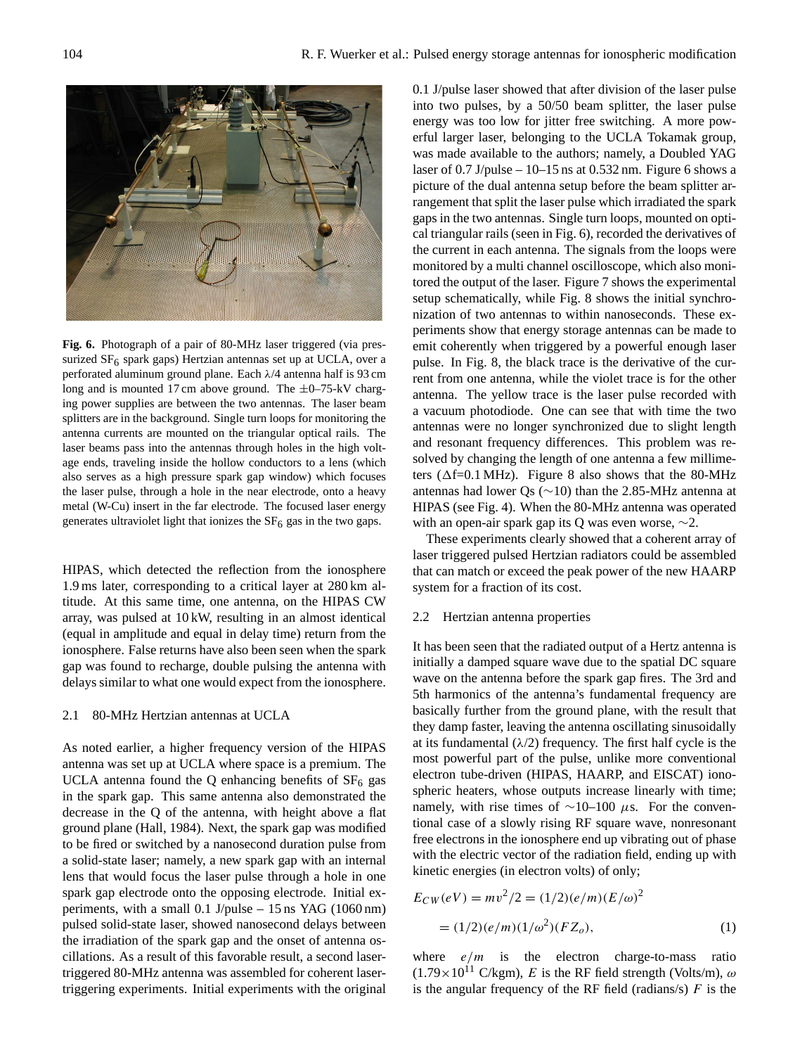**Fig. 6.** Photograph of a pair of 80-MHz laser triggered (via pressurized $SF_6$ spark gaps) Hertzian antennas set up at UCLA, over a perforated aluminum ground plane. Each $\lambda/4$ antenna half is 93 cm long and is mounted 17 cm above ground. The $\pm 0$–75-kV charging power supplies are between the two antennas. The laser beam splitters are in the background. Single turn loops for monitoring the antenna currents are mounted on the triangular optical rails. The laser beams pass into the antennas through holes in the high voltage ends, traveling inside the hollow conductors to a lens (which also serves as a high pressure spark gap window) which focuses the laser pulse, through a hole in the near electrode, onto a heavy metal (W-Cu) insert in the far electrode. The focused laser energy generates ultraviolet light that ionizes the $SF_6$ gas in the two gaps.

HIPAS, which detected the reflection from the ionosphere 1.9 ms later, corresponding to a critical layer at 280 km altitude. At this same time, one antenna, on the HIPAS CW array, was pulsed at 10 kW, resulting in an almost identical (equal in amplitude and equal in delay time) return from the ionosphere. False returns have also been seen when the spark gap was found to recharge, double pulsing the antenna with delays similar to what one would expect from the ionosphere.

### 2.1 80-MHz Hertzian antennas at UCLA

As noted earlier, a higher frequency version of the HIPAS antenna was set up at UCLA where space is a premium. The UCLA antenna found the Q enhancing benefits of $SF_6$ gas in the spark gap. This same antenna also demonstrated the decrease in the Q of the antenna, with height above a flat ground plane (Hall, 1984). Next, the spark gap was modified to be fired or switched by a nanosecond duration pulse from a solid-state laser; namely, a new spark gap with an internal lens that would focus the laser pulse through a hole in one spark gap electrode onto the opposing electrode. Initial experiments, with a small 0.1 J/pulse – 15 ns YAG (1060 nm) pulsed solid-state laser, showed nanosecond delays between the irradiation of the spark gap and the onset of antenna oscillations. As a result of this favorable result, a second laser-triggered 80-MHz antenna was assembled for coherent laser-triggering experiments. Initial experiments with the original 0.1 J/pulse laser showed that after division of the laser pulse into two pulses, by a 50/50 beam splitter, the laser pulse energy was too low for jitter free switching. A more powerful larger laser, belonging to the UCLA Tokamak group, was made available to the authors; namely, a Doubled YAG laser of 0.7 J/pulse – 10–15 ns at 0.532 nm. Figure 6 shows a picture of the dual antenna setup before the beam splitter arrangement that split the laser pulse which irradiated the spark gaps in the two antennas. Single turn loops, mounted on optical triangular rails (seen in Fig. 6), recorded the derivatives of the current in each antenna. The signals from the loops were monitored by a multi channel oscilloscope, which also monitored the output of the laser. Figure 7 shows the experimental setup schematically, while Fig. 8 shows the initial synchronization of two antennas to within nanoseconds. These experiments show that energy storage antennas can be made to emit coherently when triggered by a powerful enough laser pulse. In Fig. 8, the black trace is the derivative of the current from one antenna, while the violet trace is for the other antenna. The yellow trace is the laser pulse recorded with a vacuum photodiode. One can see that with time the two antennas were no longer synchronized due to slight length and resonant frequency differences. This problem was resolved by changing the length of one antenna a few millimeters ($\Delta$f=0.1 MHz). Figure 8 also shows that the 80-MHz antennas had lower Qs ($\sim$10) than the 2.85-MHz antenna at HIPAS (see Fig. 4). When the 80-MHz antenna was operated with an open-air spark gap its Q was even worse, $\sim$2.

These experiments clearly showed that a coherent array of laser triggered pulsed Hertzian radiators could be assembled that can match or exceed the peak power of the new HAARP system for a fraction of its cost.

### 2.2 Hertzian antenna properties

It has been seen that the radiated output of a Hertz antenna is initially a damped square wave due to the spatial DC square wave on the antenna before the spark gap fires. The 3rd and 5th harmonics of the antenna's fundamental frequency are basically further from the ground plane, with the result that they damp faster, leaving the antenna oscillating sinusoidally at its fundamental ($\lambda/2$) frequency. The first half cycle is the most powerful part of the pulse, unlike more conventional electron tube-driven (HIPAS, HAARP, and EISCAT) ionospheric heaters, whose outputs increase linearly with time; namely, with rise times of $\sim$10–100 $\mu$s. For the conventional case of a slowly rising RF square wave, nonresonant free electrons in the ionosphere end up vibrating out of phase with the electric vector of the radiation field, ending up with kinetic energies (in electron volts) of only;

$$E_{CW}(eV) = mv^2/2 = (1/2)(e/m)(E/\omega)^2$$
$$= (1/2)(e/m)(1/\omega^2)(FZ_o), \tag{1}$$

where $e/m$ is the electron charge-to-mass ratio ($1.79\times10^{11}$ C/kgm), $E$ is the RF field strength (Volts/m), $\omega$ is the angular frequency of the RF field (radians/s) $F$ is the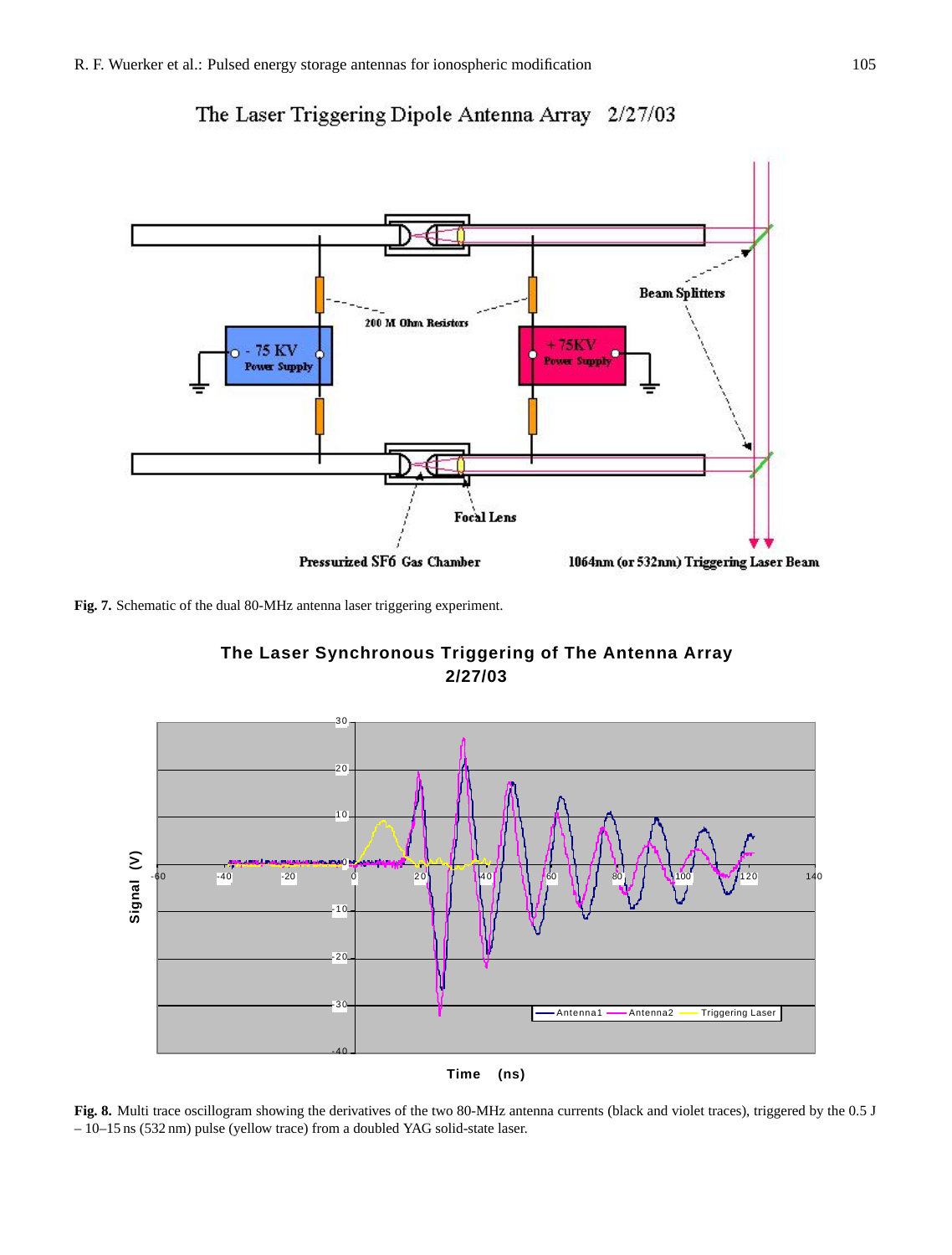The Laser Triggering Dipole Antenna Array 2/27/03

**Fig. 7.** Schematic of the dual 80-MHz antenna laser triggering experiment.

The Laser Synchronous Triggering of The Antenna Array 2/27/03

**Fig. 8.** Multi trace oscillogram showing the derivatives of the two 80-MHz antenna currents (black and violet traces), triggered by the 0.5 J – 10–15 ns (532 nm) pulse (yellow trace) from a doubled YAG solid-state laser.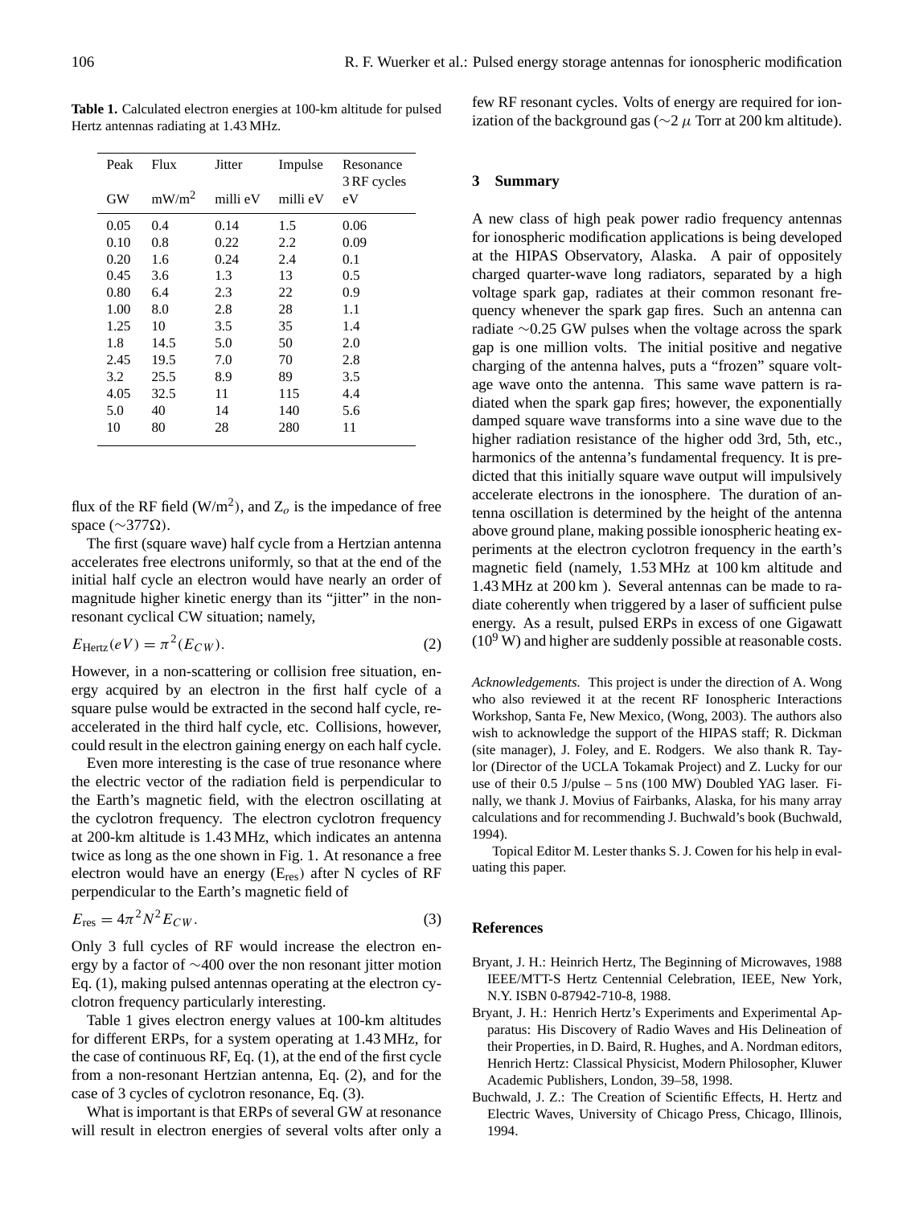**Table 1.** Calculated electron energies at 100-km altitude for pulsed Hertz antennas radiating at 1.43 MHz.

| Peak GW | Flux $mW/m^2$ | Jitter milli eV | Impulse milli eV | Resonance 3 RF cycles eV |
|---|---|---|---|---|
| 0.05 | 0.4 | 0.14 | 1.5 | 0.06 |
| 0.10 | 0.8 | 0.22 | 2.2 | 0.09 |
| 0.20 | 1.6 | 0.24 | 2.4 | 0.1 |
| 0.45 | 3.6 | 1.3 | 13 | 0.5 |
| 0.80 | 6.4 | 2.3 | 22 | 0.9 |
| 1.00 | 8.0 | 2.8 | 28 | 1.1 |
| 1.25 | 10 | 3.5 | 35 | 1.4 |
| 1.8 | 14.5 | 5.0 | 50 | 2.0 |
| 2.45 | 19.5 | 7.0 | 70 | 2.8 |
| 3.2 | 25.5 | 8.9 | 89 | 3.5 |
| 4.05 | 32.5 | 11 | 115 | 4.4 |
| 5.0 | 40 | 14 | 140 | 5.6 |
| 10 | 80 | 28 | 280 | 11 |

flux of the RF field ($W/m^2$), and $Z_o$ is the impedance of free space ($\sim 377\Omega$).

The first (square wave) half cycle from a Hertzian antenna accelerates free electrons uniformly, so that at the end of the initial half cycle an electron would have nearly an order of magnitude higher kinetic energy than its "jitter" in the non-resonant cyclical CW situation; namely,

$$E_{\text{Hertz}}(eV) = \pi^2(E_{CW}). \tag{2}$$

However, in a non-scattering or collision free situation, energy acquired by an electron in the first half cycle of a square pulse would be extracted in the second half cycle, re-accelerated in the third half cycle, etc. Collisions, however, could result in the electron gaining energy on each half cycle.

Even more interesting is the case of true resonance where the electric vector of the radiation field is perpendicular to the Earth's magnetic field, with the electron oscillating at the cyclotron frequency. The electron cyclotron frequency at 200-km altitude is 1.43 MHz, which indicates an antenna twice as long as the one shown in Fig. 1. At resonance a free electron would have an energy ($E_{\text{res}}$) after N cycles of RF perpendicular to the Earth's magnetic field of

$$E_{\text{res}} = 4\pi^2 N^2 E_{CW}. \tag{3}$$

Only 3 full cycles of RF would increase the electron energy by a factor of $\sim$400 over the non resonant jitter motion Eq. (1), making pulsed antennas operating at the electron cyclotron frequency particularly interesting.

Table 1 gives electron energy values at 100-km altitudes for different ERPs, for a system operating at 1.43 MHz, for the case of continuous RF, Eq. (1), at the end of the first cycle from a non-resonant Hertzian antenna, Eq. (2), and for the case of 3 cycles of cyclotron resonance, Eq. (3).

What is important is that ERPs of several GW at resonance will result in electron energies of several volts after only a few RF resonant cycles. Volts of energy are required for ionization of the background gas ($\sim 2\ \mu$ Torr at 200 km altitude).

## 3 Summary

A new class of high peak power radio frequency antennas for ionospheric modification applications is being developed at the HIPAS Observatory, Alaska. A pair of oppositely charged quarter-wave long radiators, separated by a high voltage spark gap, radiates at their common resonant frequency whenever the spark gap fires. Such an antenna can radiate $\sim$0.25 GW pulses when the voltage across the spark gap is one million volts. The initial positive and negative charging of the antenna halves, puts a "frozen" square voltage wave onto the antenna. This same wave pattern is radiated when the spark gap fires; however, the exponentially damped square wave transforms into a sine wave due to the higher radiation resistance of the higher odd 3rd, 5th, etc., harmonics of the antenna's fundamental frequency. It is predicted that this initially square wave output will impulsively accelerate electrons in the ionosphere. The duration of antenna oscillation is determined by the height of the antenna above ground plane, making possible ionospheric heating experiments at the electron cyclotron frequency in the earth's magnetic field (namely, 1.53 MHz at 100 km altitude and 1.43 MHz at 200 km ). Several antennas can be made to radiate coherently when triggered by a laser of sufficient pulse energy. As a result, pulsed ERPs in excess of one Gigawatt ($10^9$ W) and higher are suddenly possible at reasonable costs.

*Acknowledgements.* This project is under the direction of A. Wong who also reviewed it at the recent RF Ionospheric Interactions Workshop, Santa Fe, New Mexico, (Wong, 2003). The authors also wish to acknowledge the support of the HIPAS staff; R. Dickman (site manager), J. Foley, and E. Rodgers. We also thank R. Taylor (Director of the UCLA Tokamak Project) and Z. Lucky for our use of their 0.5 J/pulse – 5 ns (100 MW) Doubled YAG laser. Finally, we thank J. Movius of Fairbanks, Alaska, for his many array calculations and for recommending J. Buchwald's book (Buchwald, 1994).

Topical Editor M. Lester thanks S. J. Cowen for his help in evaluating this paper.

## References

Bryant, J. H.: Heinrich Hertz, The Beginning of Microwaves, 1988 IEEE/MTT-S Hertz Centennial Celebration, IEEE, New York, N.Y. ISBN 0-87942-710-8, 1988.

Bryant, J. H.: Henrich Hertz's Experiments and Experimental Apparatus: His Discovery of Radio Waves and His Delineation of their Properties, in D. Baird, R. Hughes, and A. Nordman editors, Henrich Hertz: Classical Physicist, Modern Philosopher, Kluwer Academic Publishers, London, 39–58, 1998.

Buchwald, J. Z.: The Creation of Scientific Effects, H. Hertz and Electric Waves, University of Chicago Press, Chicago, Illinois, 1994.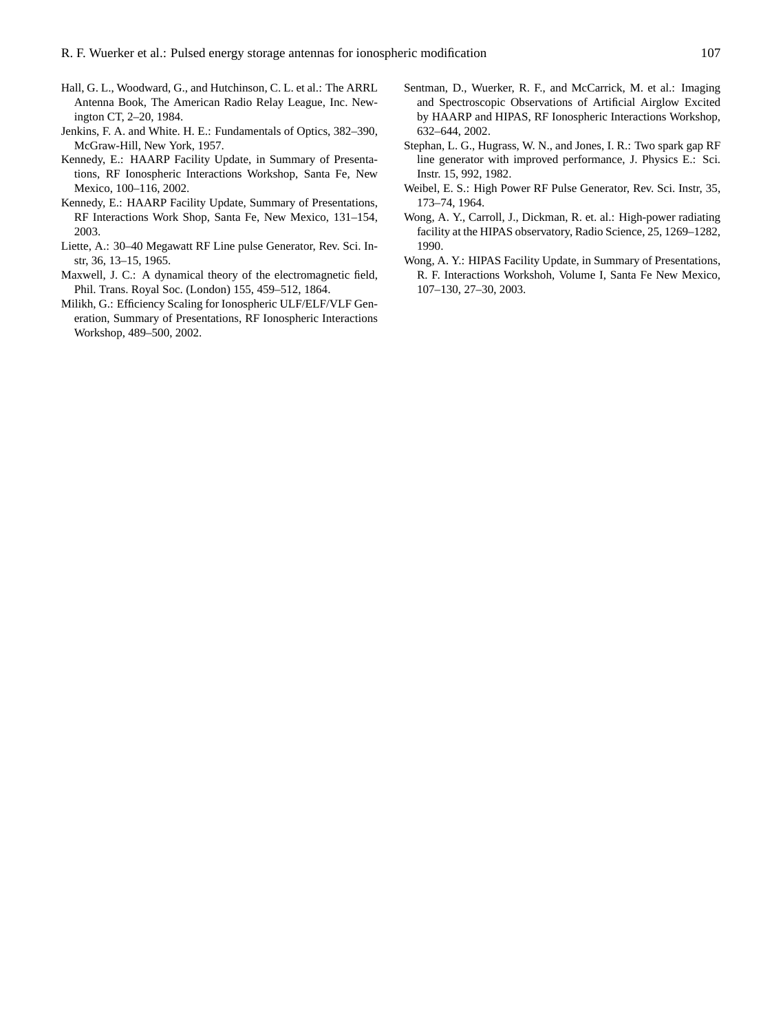Hall, G. L., Woodward, G., and Hutchinson, C. L. et al.: The ARRL Antenna Book, The American Radio Relay League, Inc. Newington CT, 2–20, 1984.

Jenkins, F. A. and White. H. E.: Fundamentals of Optics, 382–390, McGraw-Hill, New York, 1957.

Kennedy, E.: HAARP Facility Update, in Summary of Presentations, RF Ionospheric Interactions Workshop, Santa Fe, New Mexico, 100–116, 2002.

Kennedy, E.: HAARP Facility Update, Summary of Presentations, RF Interactions Work Shop, Santa Fe, New Mexico, 131–154, 2003.

Liette, A.: 30–40 Megawatt RF Line pulse Generator, Rev. Sci. Instr, 36, 13–15, 1965.

Maxwell, J. C.: A dynamical theory of the electromagnetic field, Phil. Trans. Royal Soc. (London) 155, 459–512, 1864.

Milikh, G.: Efficiency Scaling for Ionospheric ULF/ELF/VLF Generation, Summary of Presentations, RF Ionospheric Interactions Workshop, 489–500, 2002.

Sentman, D., Wuerker, R. F., and McCarrick, M. et al.: Imaging and Spectroscopic Observations of Artificial Airglow Excited by HAARP and HIPAS, RF Ionospheric Interactions Workshop, 632–644, 2002.

Stephan, L. G., Hugrass, W. N., and Jones, I. R.: Two spark gap RF line generator with improved performance, J. Physics E.: Sci. Instr. 15, 992, 1982.

Weibel, E. S.: High Power RF Pulse Generator, Rev. Sci. Instr, 35, 173–74, 1964.

Wong, A. Y., Carroll, J., Dickman, R. et. al.: High-power radiating facility at the HIPAS observatory, Radio Science, 25, 1269–1282, 1990.

Wong, A. Y.: HIPAS Facility Update, in Summary of Presentations, R. F. Interactions Workshoh, Volume I, Santa Fe New Mexico, 107–130, 27–30, 2003.